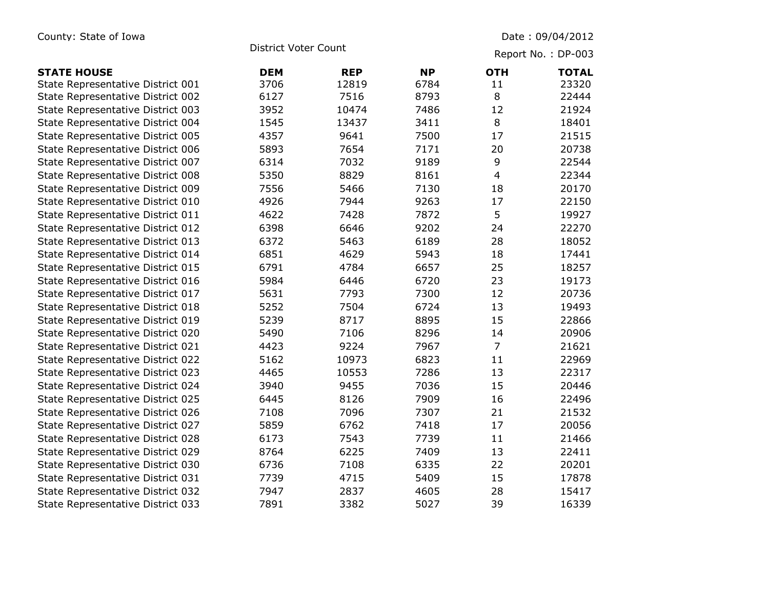County: State of Iowa

Date : 09/04/2012

District Voter Count

Report No. : DP-003

| STATE HOUSE | DEM | REP | NP | OTH | TOTAL |
|---|---|---|---|---|---|
| State Representative District 001 | 3706 | 12819 | 6784 | 11 | 23320 |
| State Representative District 002 | 6127 | 7516 | 8793 | 8 | 22444 |
| State Representative District 003 | 3952 | 10474 | 7486 | 12 | 21924 |
| State Representative District 004 | 1545 | 13437 | 3411 | 8 | 18401 |
| State Representative District 005 | 4357 | 9641 | 7500 | 17 | 21515 |
| State Representative District 006 | 5893 | 7654 | 7171 | 20 | 20738 |
| State Representative District 007 | 6314 | 7032 | 9189 | 9 | 22544 |
| State Representative District 008 | 5350 | 8829 | 8161 | 4 | 22344 |
| State Representative District 009 | 7556 | 5466 | 7130 | 18 | 20170 |
| State Representative District 010 | 4926 | 7944 | 9263 | 17 | 22150 |
| State Representative District 011 | 4622 | 7428 | 7872 | 5 | 19927 |
| State Representative District 012 | 6398 | 6646 | 9202 | 24 | 22270 |
| State Representative District 013 | 6372 | 5463 | 6189 | 28 | 18052 |
| State Representative District 014 | 6851 | 4629 | 5943 | 18 | 17441 |
| State Representative District 015 | 6791 | 4784 | 6657 | 25 | 18257 |
| State Representative District 016 | 5984 | 6446 | 6720 | 23 | 19173 |
| State Representative District 017 | 5631 | 7793 | 7300 | 12 | 20736 |
| State Representative District 018 | 5252 | 7504 | 6724 | 13 | 19493 |
| State Representative District 019 | 5239 | 8717 | 8895 | 15 | 22866 |
| State Representative District 020 | 5490 | 7106 | 8296 | 14 | 20906 |
| State Representative District 021 | 4423 | 9224 | 7967 | 7 | 21621 |
| State Representative District 022 | 5162 | 10973 | 6823 | 11 | 22969 |
| State Representative District 023 | 4465 | 10553 | 7286 | 13 | 22317 |
| State Representative District 024 | 3940 | 9455 | 7036 | 15 | 20446 |
| State Representative District 025 | 6445 | 8126 | 7909 | 16 | 22496 |
| State Representative District 026 | 7108 | 7096 | 7307 | 21 | 21532 |
| State Representative District 027 | 5859 | 6762 | 7418 | 17 | 20056 |
| State Representative District 028 | 6173 | 7543 | 7739 | 11 | 21466 |
| State Representative District 029 | 8764 | 6225 | 7409 | 13 | 22411 |
| State Representative District 030 | 6736 | 7108 | 6335 | 22 | 20201 |
| State Representative District 031 | 7739 | 4715 | 5409 | 15 | 17878 |
| State Representative District 032 | 7947 | 2837 | 4605 | 28 | 15417 |
| State Representative District 033 | 7891 | 3382 | 5027 | 39 | 16339 |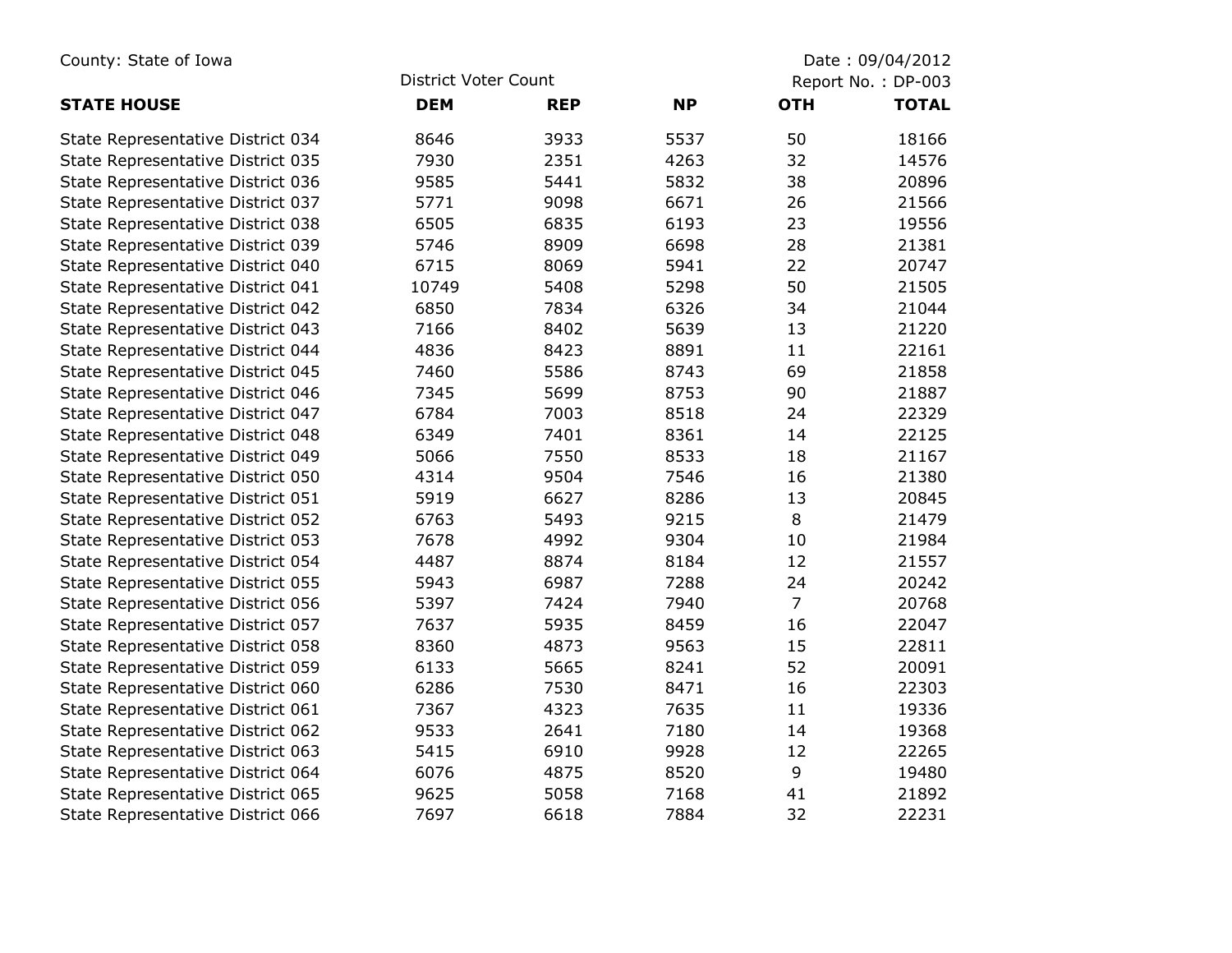County: State of Iowa

District Voter Count

Date : 09/04/2012

Report No. : DP-003

| STATE HOUSE | DEM | REP | NP | OTH | TOTAL |
|---|---|---|---|---|---|
| State Representative District 034 | 8646 | 3933 | 5537 | 50 | 18166 |
| State Representative District 035 | 7930 | 2351 | 4263 | 32 | 14576 |
| State Representative District 036 | 9585 | 5441 | 5832 | 38 | 20896 |
| State Representative District 037 | 5771 | 9098 | 6671 | 26 | 21566 |
| State Representative District 038 | 6505 | 6835 | 6193 | 23 | 19556 |
| State Representative District 039 | 5746 | 8909 | 6698 | 28 | 21381 |
| State Representative District 040 | 6715 | 8069 | 5941 | 22 | 20747 |
| State Representative District 041 | 10749 | 5408 | 5298 | 50 | 21505 |
| State Representative District 042 | 6850 | 7834 | 6326 | 34 | 21044 |
| State Representative District 043 | 7166 | 8402 | 5639 | 13 | 21220 |
| State Representative District 044 | 4836 | 8423 | 8891 | 11 | 22161 |
| State Representative District 045 | 7460 | 5586 | 8743 | 69 | 21858 |
| State Representative District 046 | 7345 | 5699 | 8753 | 90 | 21887 |
| State Representative District 047 | 6784 | 7003 | 8518 | 24 | 22329 |
| State Representative District 048 | 6349 | 7401 | 8361 | 14 | 22125 |
| State Representative District 049 | 5066 | 7550 | 8533 | 18 | 21167 |
| State Representative District 050 | 4314 | 9504 | 7546 | 16 | 21380 |
| State Representative District 051 | 5919 | 6627 | 8286 | 13 | 20845 |
| State Representative District 052 | 6763 | 5493 | 9215 | 8 | 21479 |
| State Representative District 053 | 7678 | 4992 | 9304 | 10 | 21984 |
| State Representative District 054 | 4487 | 8874 | 8184 | 12 | 21557 |
| State Representative District 055 | 5943 | 6987 | 7288 | 24 | 20242 |
| State Representative District 056 | 5397 | 7424 | 7940 | 7 | 20768 |
| State Representative District 057 | 7637 | 5935 | 8459 | 16 | 22047 |
| State Representative District 058 | 8360 | 4873 | 9563 | 15 | 22811 |
| State Representative District 059 | 6133 | 5665 | 8241 | 52 | 20091 |
| State Representative District 060 | 6286 | 7530 | 8471 | 16 | 22303 |
| State Representative District 061 | 7367 | 4323 | 7635 | 11 | 19336 |
| State Representative District 062 | 9533 | 2641 | 7180 | 14 | 19368 |
| State Representative District 063 | 5415 | 6910 | 9928 | 12 | 22265 |
| State Representative District 064 | 6076 | 4875 | 8520 | 9 | 19480 |
| State Representative District 065 | 9625 | 5058 | 7168 | 41 | 21892 |
| State Representative District 066 | 7697 | 6618 | 7884 | 32 | 22231 |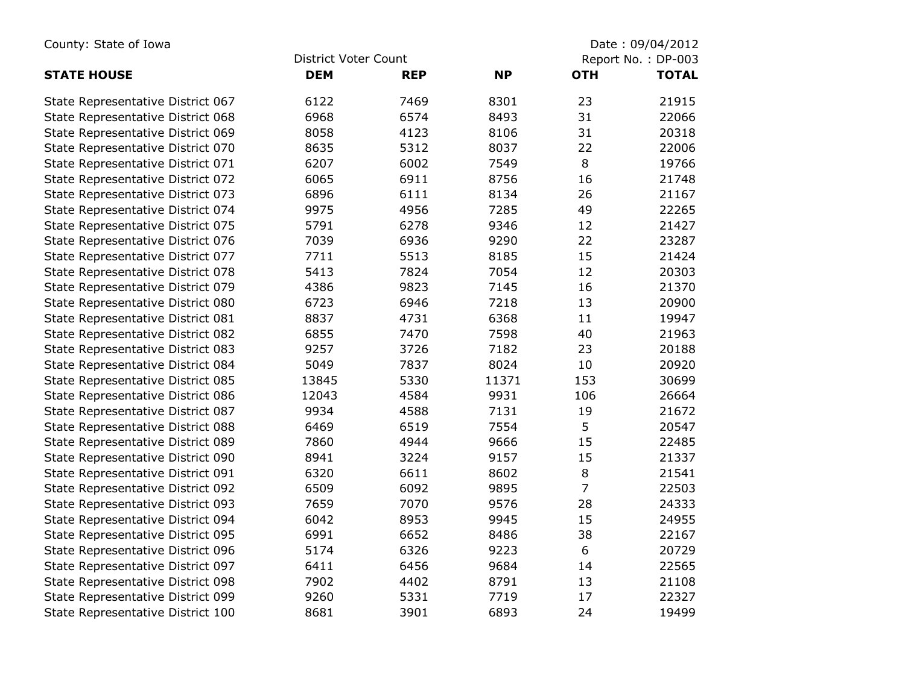County: State of Iowa

Date : 09/04/2012

District Voter Count

Report No. : DP-003

| STATE HOUSE | DEM | REP | NP | OTH | TOTAL |
|---|---|---|---|---|---|
| State Representative District 067 | 6122 | 7469 | 8301 | 23 | 21915 |
| State Representative District 068 | 6968 | 6574 | 8493 | 31 | 22066 |
| State Representative District 069 | 8058 | 4123 | 8106 | 31 | 20318 |
| State Representative District 070 | 8635 | 5312 | 8037 | 22 | 22006 |
| State Representative District 071 | 6207 | 6002 | 7549 | 8 | 19766 |
| State Representative District 072 | 6065 | 6911 | 8756 | 16 | 21748 |
| State Representative District 073 | 6896 | 6111 | 8134 | 26 | 21167 |
| State Representative District 074 | 9975 | 4956 | 7285 | 49 | 22265 |
| State Representative District 075 | 5791 | 6278 | 9346 | 12 | 21427 |
| State Representative District 076 | 7039 | 6936 | 9290 | 22 | 23287 |
| State Representative District 077 | 7711 | 5513 | 8185 | 15 | 21424 |
| State Representative District 078 | 5413 | 7824 | 7054 | 12 | 20303 |
| State Representative District 079 | 4386 | 9823 | 7145 | 16 | 21370 |
| State Representative District 080 | 6723 | 6946 | 7218 | 13 | 20900 |
| State Representative District 081 | 8837 | 4731 | 6368 | 11 | 19947 |
| State Representative District 082 | 6855 | 7470 | 7598 | 40 | 21963 |
| State Representative District 083 | 9257 | 3726 | 7182 | 23 | 20188 |
| State Representative District 084 | 5049 | 7837 | 8024 | 10 | 20920 |
| State Representative District 085 | 13845 | 5330 | 11371 | 153 | 30699 |
| State Representative District 086 | 12043 | 4584 | 9931 | 106 | 26664 |
| State Representative District 087 | 9934 | 4588 | 7131 | 19 | 21672 |
| State Representative District 088 | 6469 | 6519 | 7554 | 5 | 20547 |
| State Representative District 089 | 7860 | 4944 | 9666 | 15 | 22485 |
| State Representative District 090 | 8941 | 3224 | 9157 | 15 | 21337 |
| State Representative District 091 | 6320 | 6611 | 8602 | 8 | 21541 |
| State Representative District 092 | 6509 | 6092 | 9895 | 7 | 22503 |
| State Representative District 093 | 7659 | 7070 | 9576 | 28 | 24333 |
| State Representative District 094 | 6042 | 8953 | 9945 | 15 | 24955 |
| State Representative District 095 | 6991 | 6652 | 8486 | 38 | 22167 |
| State Representative District 096 | 5174 | 6326 | 9223 | 6 | 20729 |
| State Representative District 097 | 6411 | 6456 | 9684 | 14 | 22565 |
| State Representative District 098 | 7902 | 4402 | 8791 | 13 | 21108 |
| State Representative District 099 | 9260 | 5331 | 7719 | 17 | 22327 |
| State Representative District 100 | 8681 | 3901 | 6893 | 24 | 19499 |